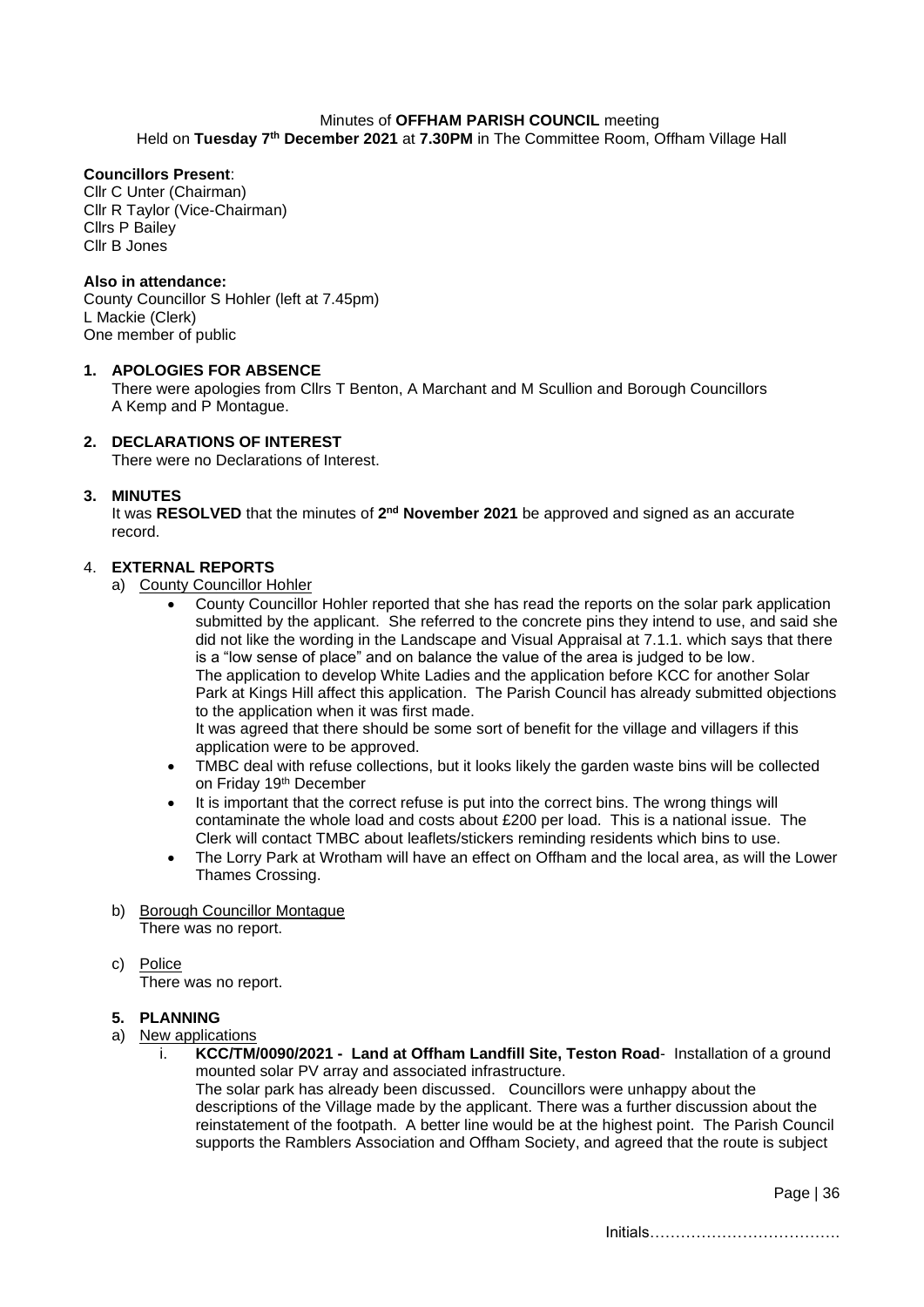Minutes of **OFFHAM PARISH COUNCIL** meeting
Held on **Tuesday 7th December 2021** at **7.30PM** in The Committee Room, Offham Village Hall

**Councillors Present**:
Cllr C Unter (Chairman)
Cllr R Taylor (Vice-Chairman)
Cllrs P Bailey
Cllr B Jones

**Also in attendance:**
County Councillor S Hohler (left at 7.45pm)
L Mackie (Clerk)
One member of public

**1. APOLOGIES FOR ABSENCE**

There were apologies from Cllrs T Benton, A Marchant and M Scullion and Borough Councillors A Kemp and P Montague.

**2. DECLARATIONS OF INTEREST**

There were no Declarations of Interest.

**3. MINUTES**

It was **RESOLVED** that the minutes of **2nd November 2021** be approved and signed as an accurate record.

4. **EXTERNAL REPORTS**

a) County Councillor Hohler

- County Councillor Hohler reported that she has read the reports on the solar park application submitted by the applicant. She referred to the concrete pins they intend to use, and said she did not like the wording in the Landscape and Visual Appraisal at 7.1.1. which says that there is a "low sense of place" and on balance the value of the area is judged to be low.
  The application to develop White Ladies and the application before KCC for another Solar Park at Kings Hill affect this application. The Parish Council has already submitted objections to the application when it was first made.
  It was agreed that there should be some sort of benefit for the village and villagers if this application were to be approved.
- TMBC deal with refuse collections, but it looks likely the garden waste bins will be collected on Friday 19th December
- It is important that the correct refuse is put into the correct bins. The wrong things will contaminate the whole load and costs about £200 per load. This is a national issue. The Clerk will contact TMBC about leaflets/stickers reminding residents which bins to use.
- The Lorry Park at Wrotham will have an effect on Offham and the local area, as will the Lower Thames Crossing.

b) Borough Councillor Montague

There was no report.

c) Police

There was no report.

**5. PLANNING**

a) New applications

i. **KCC/TM/0090/2021 - Land at Offham Landfill Site, Teston Road**- Installation of a ground mounted solar PV array and associated infrastructure.
The solar park has already been discussed. Councillors were unhappy about the descriptions of the Village made by the applicant. There was a further discussion about the reinstatement of the footpath. A better line would be at the highest point. The Parish Council supports the Ramblers Association and Offham Society, and agreed that the route is subject

Initials……………………………….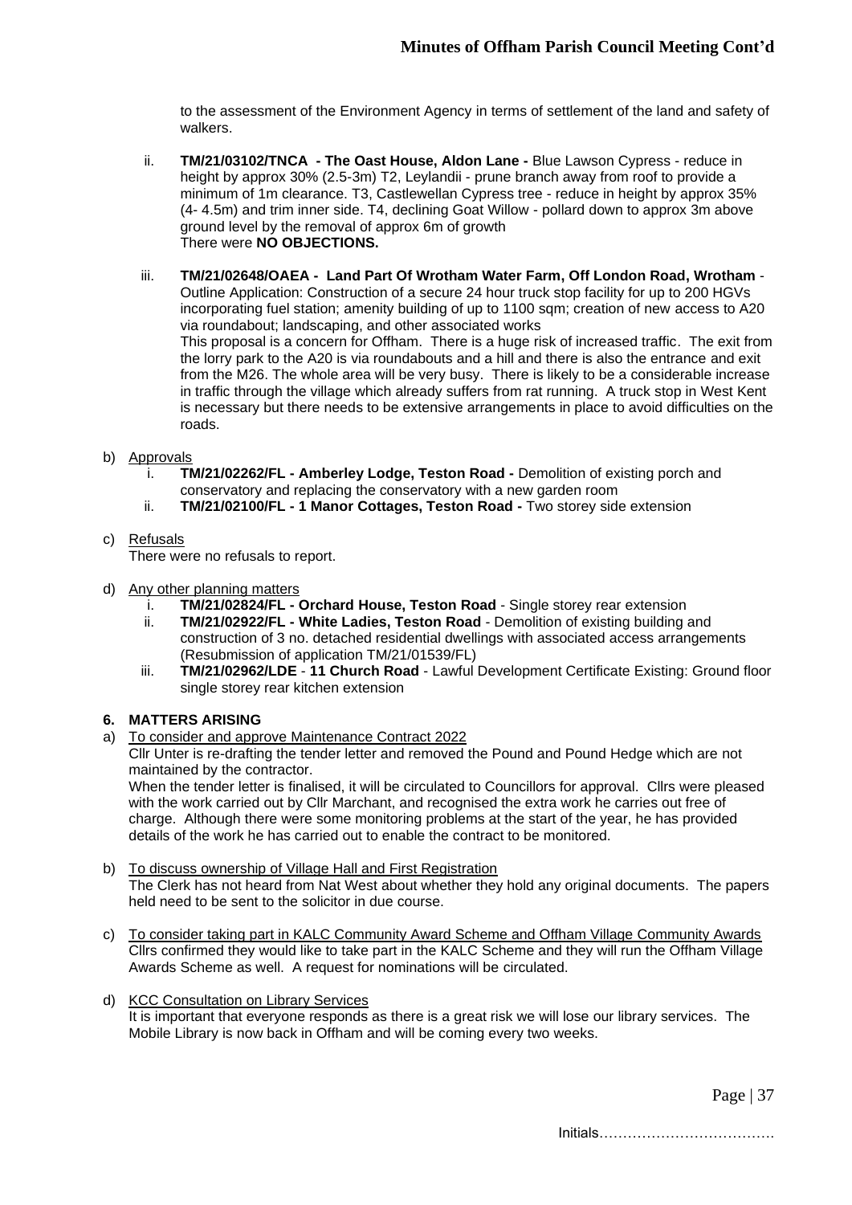to the assessment of the Environment Agency in terms of settlement of the land and safety of walkers.

ii. **TM/21/03102/TNCA - The Oast House, Aldon Lane -** Blue Lawson Cypress - reduce in height by approx 30% (2.5-3m) T2, Leylandii - prune branch away from roof to provide a minimum of 1m clearance. T3, Castlewellan Cypress tree - reduce in height by approx 35% (4- 4.5m) and trim inner side. T4, declining Goat Willow - pollard down to approx 3m above ground level by the removal of approx 6m of growth
There were **NO OBJECTIONS.**

iii. **TM/21/02648/OAEA - Land Part Of Wrotham Water Farm, Off London Road, Wrotham** - Outline Application: Construction of a secure 24 hour truck stop facility for up to 200 HGVs incorporating fuel station; amenity building of up to 1100 sqm; creation of new access to A20 via roundabout; landscaping, and other associated works
This proposal is a concern for Offham. There is a huge risk of increased traffic. The exit from the lorry park to the A20 is via roundabouts and a hill and there is also the entrance and exit from the M26. The whole area will be very busy. There is likely to be a considerable increase in traffic through the village which already suffers from rat running. A truck stop in West Kent is necessary but there needs to be extensive arrangements in place to avoid difficulties on the roads.

b) Approvals

i. **TM/21/02262/FL - Amberley Lodge, Teston Road -** Demolition of existing porch and conservatory and replacing the conservatory with a new garden room

ii. **TM/21/02100/FL - 1 Manor Cottages, Teston Road -** Two storey side extension

c) Refusals

There were no refusals to report.

d) Any other planning matters

i. **TM/21/02824/FL - Orchard House, Teston Road** - Single storey rear extension

ii. **TM/21/02922/FL - White Ladies, Teston Road** - Demolition of existing building and construction of 3 no. detached residential dwellings with associated access arrangements (Resubmission of application TM/21/01539/FL)

iii. **TM/21/02962/LDE** - **11 Church Road** - Lawful Development Certificate Existing: Ground floor single storey rear kitchen extension

**6. MATTERS ARISING**

a) To consider and approve Maintenance Contract 2022

Cllr Unter is re-drafting the tender letter and removed the Pound and Pound Hedge which are not maintained by the contractor.
When the tender letter is finalised, it will be circulated to Councillors for approval. Cllrs were pleased with the work carried out by Cllr Marchant, and recognised the extra work he carries out free of charge. Although there were some monitoring problems at the start of the year, he has provided details of the work he has carried out to enable the contract to be monitored.

b) To discuss ownership of Village Hall and First Registration

The Clerk has not heard from Nat West about whether they hold any original documents. The papers held need to be sent to the solicitor in due course.

c) To consider taking part in KALC Community Award Scheme and Offham Village Community Awards

Cllrs confirmed they would like to take part in the KALC Scheme and they will run the Offham Village Awards Scheme as well. A request for nominations will be circulated.

d) KCC Consultation on Library Services

It is important that everyone responds as there is a great risk we will lose our library services. The Mobile Library is now back in Offham and will be coming every two weeks.

Initials……………………………….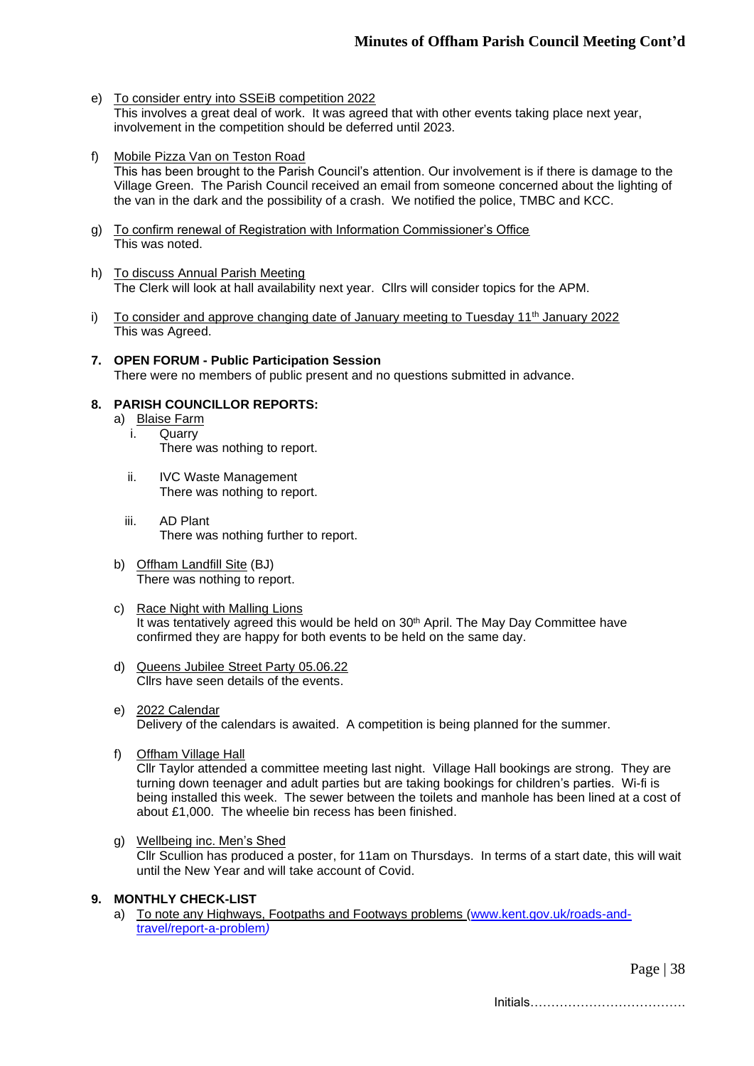e) <u>To consider entry into SSEiB competition 2022</u>
This involves a great deal of work. It was agreed that with other events taking place next year, involvement in the competition should be deferred until 2023.

f) <u>Mobile Pizza Van on Teston Road</u>
This has been brought to the Parish Council's attention. Our involvement is if there is damage to the Village Green. The Parish Council received an email from someone concerned about the lighting of the van in the dark and the possibility of a crash. We notified the police, TMBC and KCC.

g) <u>To confirm renewal of Registration with Information Commissioner's Office</u>
This was noted.

h) <u>To discuss Annual Parish Meeting</u>
The Clerk will look at hall availability next year. Cllrs will consider topics for the APM.

i) <u>To consider and approve changing date of January meeting to Tuesday 11th January 2022</u>
This was Agreed.

**7. OPEN FORUM - Public Participation Session**
There were no members of public present and no questions submitted in advance.

**8. PARISH COUNCILLOR REPORTS:**

a) <u>Blaise Farm</u>
   i. Quarry
      There was nothing to report.

   ii. IVC Waste Management
      There was nothing to report.

   iii. AD Plant
      There was nothing further to report.

b) <u>Offham Landfill Site</u> (BJ)
There was nothing to report.

c) <u>Race Night with Malling Lions</u>
It was tentatively agreed this would be held on 30th April. The May Day Committee have confirmed they are happy for both events to be held on the same day.

d) <u>Queens Jubilee Street Party 05.06.22</u>
Cllrs have seen details of the events.

e) <u>2022 Calendar</u>
Delivery of the calendars is awaited. A competition is being planned for the summer.

f) <u>Offham Village Hall</u>
Cllr Taylor attended a committee meeting last night. Village Hall bookings are strong. They are turning down teenager and adult parties but are taking bookings for children's parties. Wi-fi is being installed this week. The sewer between the toilets and manhole has been lined at a cost of about £1,000. The wheelie bin recess has been finished.

g) <u>Wellbeing inc. Men's Shed</u>
Cllr Scullion has produced a poster, for 11am on Thursdays. In terms of a start date, this will wait until the New Year and will take account of Covid.

**9. MONTHLY CHECK-LIST**

a) <u>To note any Highways, Footpaths and Footways problems (www.kent.gov.uk/roads-and-travel/report-a-problem)</u>

Initials……………………………….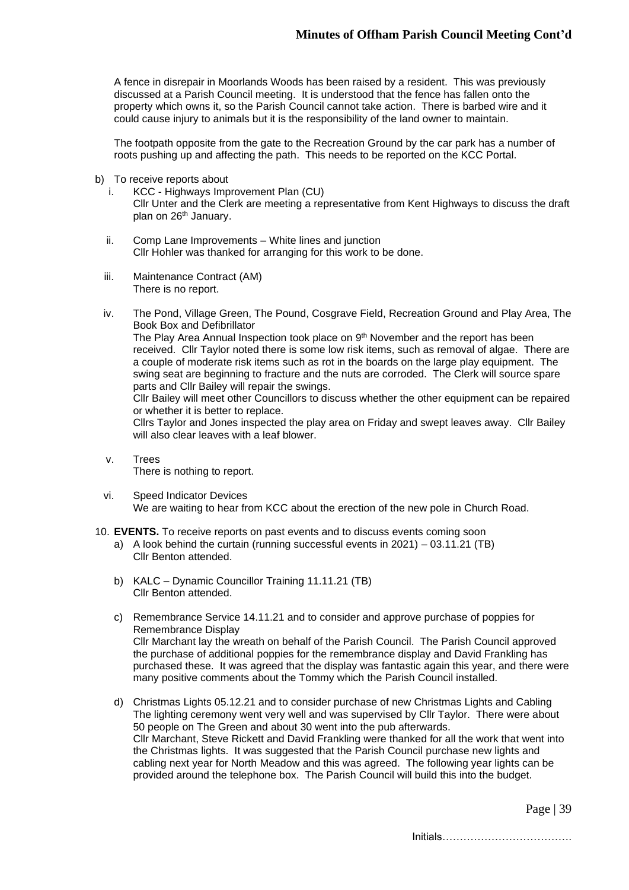A fence in disrepair in Moorlands Woods has been raised by a resident. This was previously discussed at a Parish Council meeting. It is understood that the fence has fallen onto the property which owns it, so the Parish Council cannot take action. There is barbed wire and it could cause injury to animals but it is the responsibility of the land owner to maintain.

The footpath opposite from the gate to the Recreation Ground by the car park has a number of roots pushing up and affecting the path. This needs to be reported on the KCC Portal.

b) To receive reports about
   i. KCC - Highways Improvement Plan (CU)
      Cllr Unter and the Clerk are meeting a representative from Kent Highways to discuss the draft plan on 26th January.

   ii. Comp Lane Improvements – White lines and junction
      Cllr Hohler was thanked for arranging for this work to be done.

   iii. Maintenance Contract (AM)
      There is no report.

   iv. The Pond, Village Green, The Pound, Cosgrave Field, Recreation Ground and Play Area, The Book Box and Defibrillator
      The Play Area Annual Inspection took place on 9th November and the report has been received. Cllr Taylor noted there is some low risk items, such as removal of algae. There are a couple of moderate risk items such as rot in the boards on the large play equipment. The swing seat are beginning to fracture and the nuts are corroded. The Clerk will source spare parts and Cllr Bailey will repair the swings.
      Cllr Bailey will meet other Councillors to discuss whether the other equipment can be repaired or whether it is better to replace.
      Cllrs Taylor and Jones inspected the play area on Friday and swept leaves away. Cllr Bailey will also clear leaves with a leaf blower.

   v. Trees
      There is nothing to report.

   vi. Speed Indicator Devices
      We are waiting to hear from KCC about the erection of the new pole in Church Road.

10. **EVENTS.** To receive reports on past events and to discuss events coming soon
   a) A look behind the curtain (running successful events in 2021) – 03.11.21 (TB)
      Cllr Benton attended.

   b) KALC – Dynamic Councillor Training 11.11.21 (TB)
      Cllr Benton attended.

   c) Remembrance Service 14.11.21 and to consider and approve purchase of poppies for Remembrance Display
      Cllr Marchant lay the wreath on behalf of the Parish Council. The Parish Council approved the purchase of additional poppies for the remembrance display and David Frankling has purchased these. It was agreed that the display was fantastic again this year, and there were many positive comments about the Tommy which the Parish Council installed.

   d) Christmas Lights 05.12.21 and to consider purchase of new Christmas Lights and Cabling
      The lighting ceremony went very well and was supervised by Cllr Taylor. There were about 50 people on The Green and about 30 went into the pub afterwards.
      Cllr Marchant, Steve Rickett and David Frankling were thanked for all the work that went into the Christmas lights. It was suggested that the Parish Council purchase new lights and cabling next year for North Meadow and this was agreed. The following year lights can be provided around the telephone box. The Parish Council will build this into the budget.

Initials……………………………….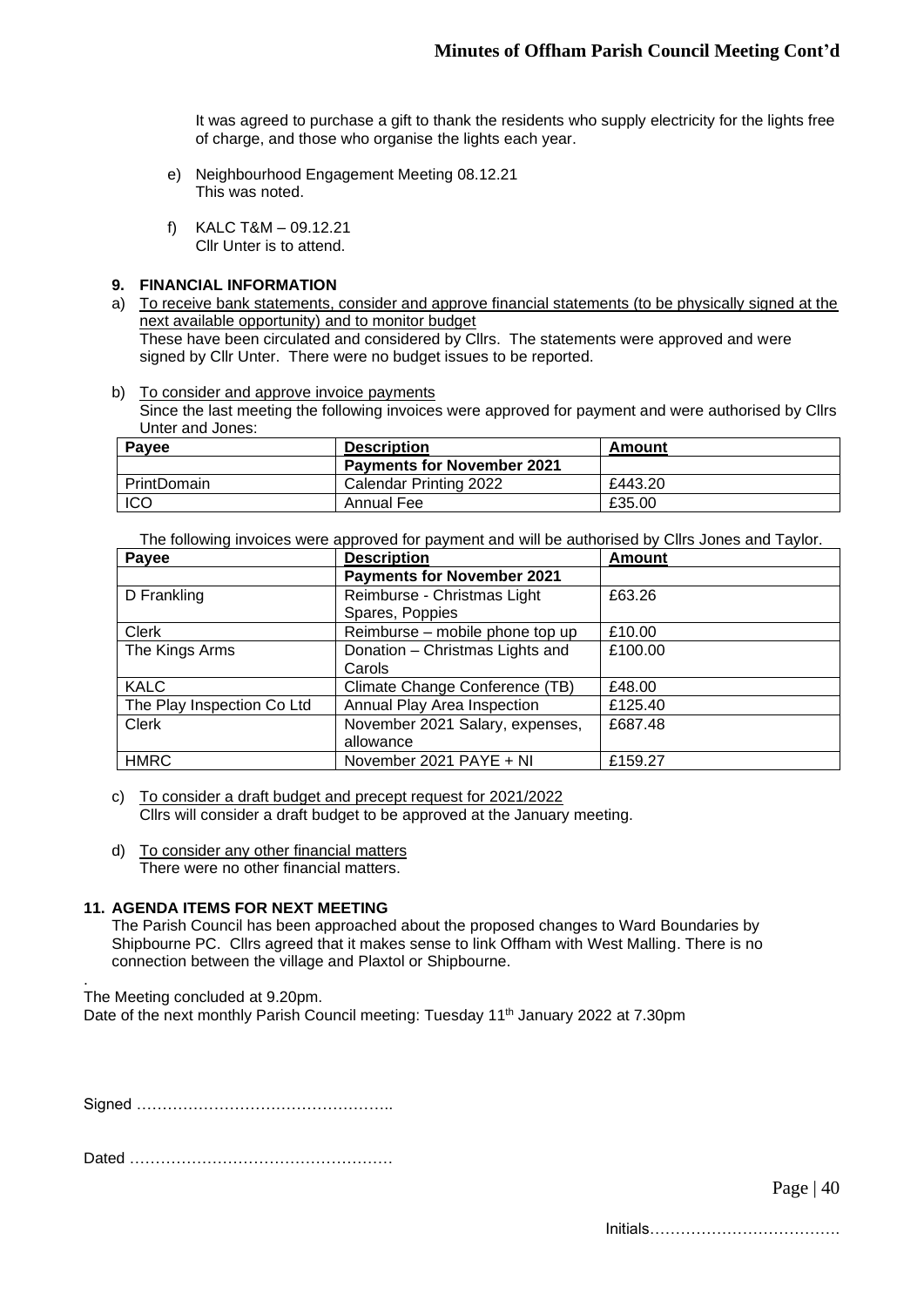It was agreed to purchase a gift to thank the residents who supply electricity for the lights free of charge, and those who organise the lights each year.

e) Neighbourhood Engagement Meeting 08.12.21
This was noted.

f) KALC T&M – 09.12.21
Cllr Unter is to attend.

**9. FINANCIAL INFORMATION**

a) To receive bank statements, consider and approve financial statements (to be physically signed at the next available opportunity) and to monitor budget
These have been circulated and considered by Cllrs. The statements were approved and were signed by Cllr Unter. There were no budget issues to be reported.

b) To consider and approve invoice payments
Since the last meeting the following invoices were approved for payment and were authorised by Cllrs Unter and Jones:

| Payee | Description | Amount |
|---|---|---|
| | **Payments for November 2021** | |
| PrintDomain | Calendar Printing 2022 | £443.20 |
| ICO | Annual Fee | £35.00 |

The following invoices were approved for payment and will be authorised by Cllrs Jones and Taylor.

| Payee | Description | Amount |
|---|---|---|
| | **Payments for November 2021** | |
| D Frankling | Reimburse - Christmas Light Spares, Poppies | £63.26 |
| Clerk | Reimburse – mobile phone top up | £10.00 |
| The Kings Arms | Donation – Christmas Lights and Carols | £100.00 |
| KALC | Climate Change Conference (TB) | £48.00 |
| The Play Inspection Co Ltd | Annual Play Area Inspection | £125.40 |
| Clerk | November 2021 Salary, expenses, allowance | £687.48 |
| HMRC | November 2021 PAYE + NI | £159.27 |

c) To consider a draft budget and precept request for 2021/2022
Cllrs will consider a draft budget to be approved at the January meeting.

d) To consider any other financial matters
There were no other financial matters.

**11. AGENDA ITEMS FOR NEXT MEETING**

The Parish Council has been approached about the proposed changes to Ward Boundaries by Shipbourne PC. Cllrs agreed that it makes sense to link Offham with West Malling. There is no connection between the village and Plaxtol or Shipbourne.

.
The Meeting concluded at 9.20pm.
Date of the next monthly Parish Council meeting: Tuesday 11th January 2022 at 7.30pm

Signed …………………………………………..

Dated ……………………………………………

Initials……………………………….